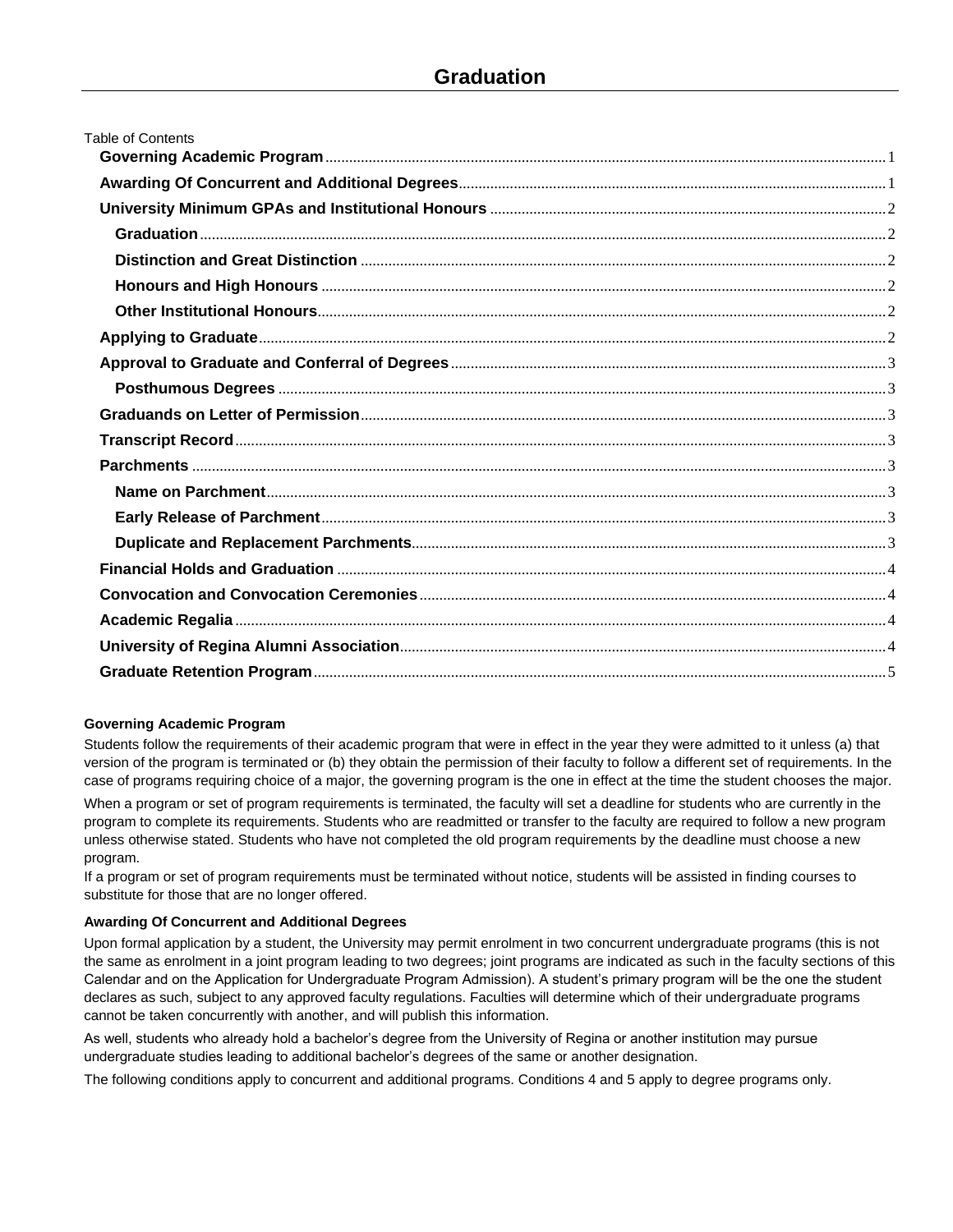# Graduation

Table of Contents

- **Governing Academic Program** ..... 1
- **Awarding Of Concurrent and Additional Degrees** ..... 1
- **University Minimum GPAs and Institutional Honours** ..... 2
  - **Graduation** ..... 2
  - **Distinction and Great Distinction** ..... 2
  - **Honours and High Honours** ..... 2
  - **Other Institutional Honours** ..... 2
- **Applying to Graduate** ..... 2
- **Approval to Graduate and Conferral of Degrees** ..... 3
  - **Posthumous Degrees** ..... 3
- **Graduands on Letter of Permission** ..... 3
- **Transcript Record** ..... 3
- **Parchments** ..... 3
  - **Name on Parchment** ..... 3
  - **Early Release of Parchment** ..... 3
  - **Duplicate and Replacement Parchments** ..... 3
- **Financial Holds and Graduation** ..... 4
- **Convocation and Convocation Ceremonies** ..... 4
- **Academic Regalia** ..... 4
- **University of Regina Alumni Association** ..... 4
- **Graduate Retention Program** ..... 5

#### Governing Academic Program

Students follow the requirements of their academic program that were in effect in the year they were admitted to it unless (a) that version of the program is terminated or (b) they obtain the permission of their faculty to follow a different set of requirements. In the case of programs requiring choice of a major, the governing program is the one in effect at the time the student chooses the major.

When a program or set of program requirements is terminated, the faculty will set a deadline for students who are currently in the program to complete its requirements. Students who are readmitted or transfer to the faculty are required to follow a new program unless otherwise stated. Students who have not completed the old program requirements by the deadline must choose a new program.

If a program or set of program requirements must be terminated without notice, students will be assisted in finding courses to substitute for those that are no longer offered.

#### Awarding Of Concurrent and Additional Degrees

Upon formal application by a student, the University may permit enrolment in two concurrent undergraduate programs (this is not the same as enrolment in a joint program leading to two degrees; joint programs are indicated as such in the faculty sections of this Calendar and on the Application for Undergraduate Program Admission). A student's primary program will be the one the student declares as such, subject to any approved faculty regulations. Faculties will determine which of their undergraduate programs cannot be taken concurrently with another, and will publish this information.

As well, students who already hold a bachelor's degree from the University of Regina or another institution may pursue undergraduate studies leading to additional bachelor's degrees of the same or another designation.

The following conditions apply to concurrent and additional programs. Conditions 4 and 5 apply to degree programs only.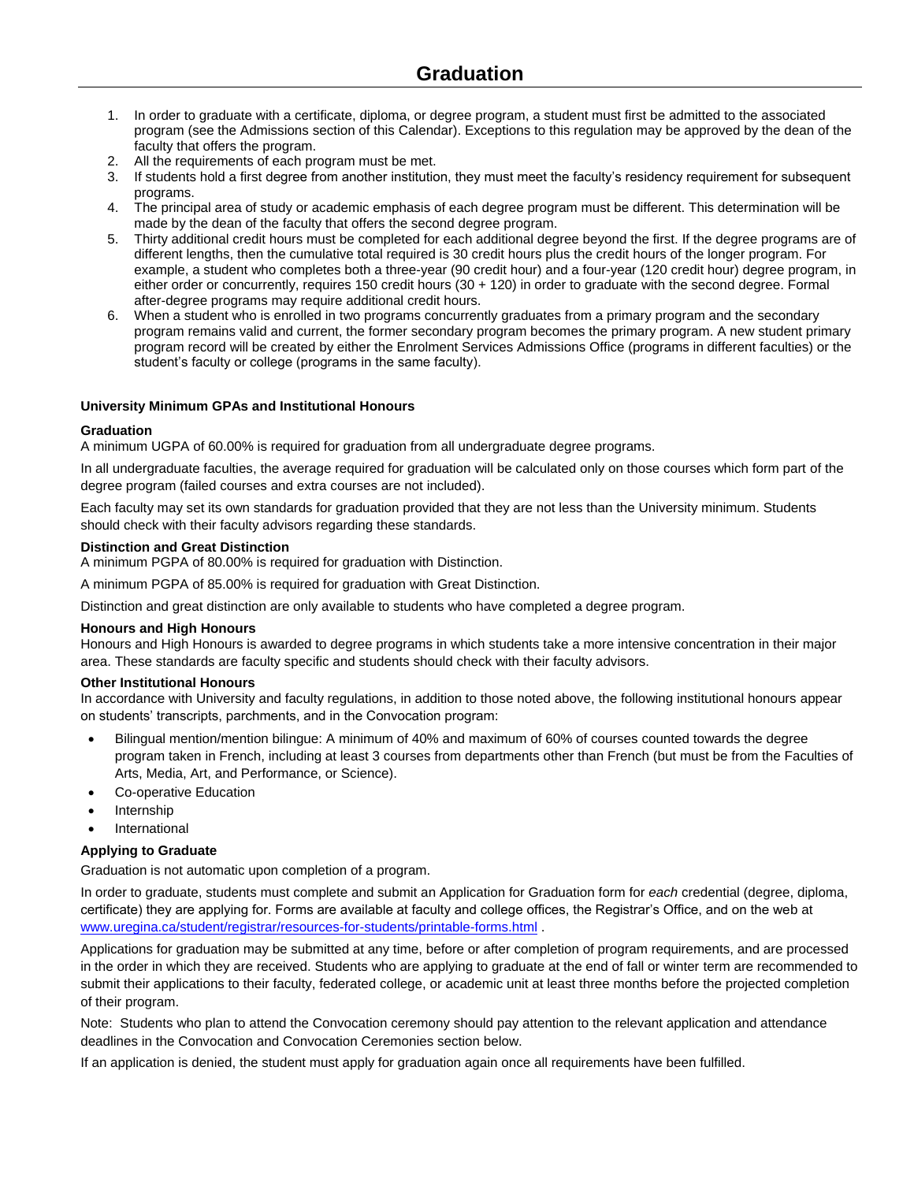# Graduation

1. In order to graduate with a certificate, diploma, or degree program, a student must first be admitted to the associated program (see the Admissions section of this Calendar). Exceptions to this regulation may be approved by the dean of the faculty that offers the program.
2. All the requirements of each program must be met.
3. If students hold a first degree from another institution, they must meet the faculty's residency requirement for subsequent programs.
4. The principal area of study or academic emphasis of each degree program must be different. This determination will be made by the dean of the faculty that offers the second degree program.
5. Thirty additional credit hours must be completed for each additional degree beyond the first. If the degree programs are of different lengths, then the cumulative total required is 30 credit hours plus the credit hours of the longer program. For example, a student who completes both a three-year (90 credit hour) and a four-year (120 credit hour) degree program, in either order or concurrently, requires 150 credit hours (30 + 120) in order to graduate with the second degree. Formal after-degree programs may require additional credit hours.
6. When a student who is enrolled in two programs concurrently graduates from a primary program and the secondary program remains valid and current, the former secondary program becomes the primary program. A new student primary program record will be created by either the Enrolment Services Admissions Office (programs in different faculties) or the student's faculty or college (programs in the same faculty).

### University Minimum GPAs and Institutional Honours

#### Graduation

A minimum UGPA of 60.00% is required for graduation from all undergraduate degree programs.

In all undergraduate faculties, the average required for graduation will be calculated only on those courses which form part of the degree program (failed courses and extra courses are not included).

Each faculty may set its own standards for graduation provided that they are not less than the University minimum. Students should check with their faculty advisors regarding these standards.

#### Distinction and Great Distinction

A minimum PGPA of 80.00% is required for graduation with Distinction.

A minimum PGPA of 85.00% is required for graduation with Great Distinction.

Distinction and great distinction are only available to students who have completed a degree program.

#### Honours and High Honours

Honours and High Honours is awarded to degree programs in which students take a more intensive concentration in their major area. These standards are faculty specific and students should check with their faculty advisors.

#### Other Institutional Honours

In accordance with University and faculty regulations, in addition to those noted above, the following institutional honours appear on students' transcripts, parchments, and in the Convocation program:

- Bilingual mention/mention bilingue: A minimum of 40% and maximum of 60% of courses counted towards the degree program taken in French, including at least 3 courses from departments other than French (but must be from the Faculties of Arts, Media, Art, and Performance, or Science).
- Co-operative Education
- Internship
- International

#### Applying to Graduate

Graduation is not automatic upon completion of a program.

In order to graduate, students must complete and submit an Application for Graduation form for *each* credential (degree, diploma, certificate) they are applying for. Forms are available at faculty and college offices, the Registrar's Office, and on the web at www.uregina.ca/student/registrar/resources-for-students/printable-forms.html .

Applications for graduation may be submitted at any time, before or after completion of program requirements, and are processed in the order in which they are received. Students who are applying to graduate at the end of fall or winter term are recommended to submit their applications to their faculty, federated college, or academic unit at least three months before the projected completion of their program.

Note: Students who plan to attend the Convocation ceremony should pay attention to the relevant application and attendance deadlines in the Convocation and Convocation Ceremonies section below.

If an application is denied, the student must apply for graduation again once all requirements have been fulfilled.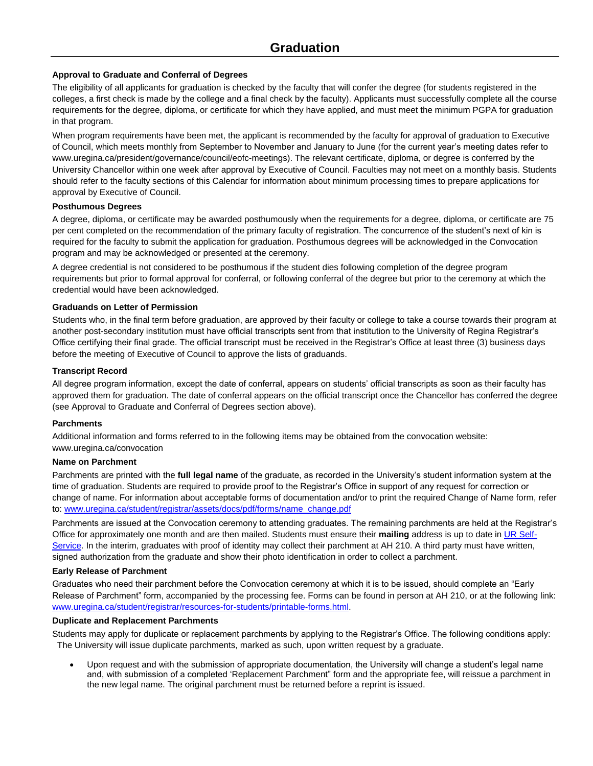# Graduation

### Approval to Graduate and Conferral of Degrees

The eligibility of all applicants for graduation is checked by the faculty that will confer the degree (for students registered in the colleges, a first check is made by the college and a final check by the faculty). Applicants must successfully complete all the course requirements for the degree, diploma, or certificate for which they have applied, and must meet the minimum PGPA for graduation in that program.

When program requirements have been met, the applicant is recommended by the faculty for approval of graduation to Executive of Council, which meets monthly from September to November and January to June (for the current year's meeting dates refer to www.uregina.ca/president/governance/council/eofc-meetings). The relevant certificate, diploma, or degree is conferred by the University Chancellor within one week after approval by Executive of Council. Faculties may not meet on a monthly basis. Students should refer to the faculty sections of this Calendar for information about minimum processing times to prepare applications for approval by Executive of Council.

### Posthumous Degrees

A degree, diploma, or certificate may be awarded posthumously when the requirements for a degree, diploma, or certificate are 75 per cent completed on the recommendation of the primary faculty of registration. The concurrence of the student's next of kin is required for the faculty to submit the application for graduation. Posthumous degrees will be acknowledged in the Convocation program and may be acknowledged or presented at the ceremony.

A degree credential is not considered to be posthumous if the student dies following completion of the degree program requirements but prior to formal approval for conferral, or following conferral of the degree but prior to the ceremony at which the credential would have been acknowledged.

### Graduands on Letter of Permission

Students who, in the final term before graduation, are approved by their faculty or college to take a course towards their program at another post-secondary institution must have official transcripts sent from that institution to the University of Regina Registrar's Office certifying their final grade. The official transcript must be received in the Registrar's Office at least three (3) business days before the meeting of Executive of Council to approve the lists of graduands.

### Transcript Record

All degree program information, except the date of conferral, appears on students' official transcripts as soon as their faculty has approved them for graduation. The date of conferral appears on the official transcript once the Chancellor has conferred the degree (see Approval to Graduate and Conferral of Degrees section above).

### Parchments

Additional information and forms referred to in the following items may be obtained from the convocation website: www.uregina.ca/convocation

### Name on Parchment

Parchments are printed with the **full legal name** of the graduate, as recorded in the University's student information system at the time of graduation. Students are required to provide proof to the Registrar's Office in support of any request for correction or change of name. For information about acceptable forms of documentation and/or to print the required Change of Name form, refer to: [www.uregina.ca/student/registrar/assets/docs/pdf/forms/name_change.pdf](www.uregina.ca/student/registrar/assets/docs/pdf/forms/name_change.pdf)

Parchments are issued at the Convocation ceremony to attending graduates. The remaining parchments are held at the Registrar's Office for approximately one month and are then mailed. Students must ensure their **mailing** address is up to date in UR Self-Service. In the interim, graduates with proof of identity may collect their parchment at AH 210. A third party must have written, signed authorization from the graduate and show their photo identification in order to collect a parchment.

### Early Release of Parchment

Graduates who need their parchment before the Convocation ceremony at which it is to be issued, should complete an "Early Release of Parchment" form, accompanied by the processing fee. Forms can be found in person at AH 210, or at the following link: [www.uregina.ca/student/registrar/resources-for-students/printable-forms.html](www.uregina.ca/student/registrar/resources-for-students/printable-forms.html).

### Duplicate and Replacement Parchments

Students may apply for duplicate or replacement parchments by applying to the Registrar's Office. The following conditions apply: The University will issue duplicate parchments, marked as such, upon written request by a graduate.

- Upon request and with the submission of appropriate documentation, the University will change a student's legal name and, with submission of a completed 'Replacement Parchment" form and the appropriate fee, will reissue a parchment in the new legal name. The original parchment must be returned before a reprint is issued.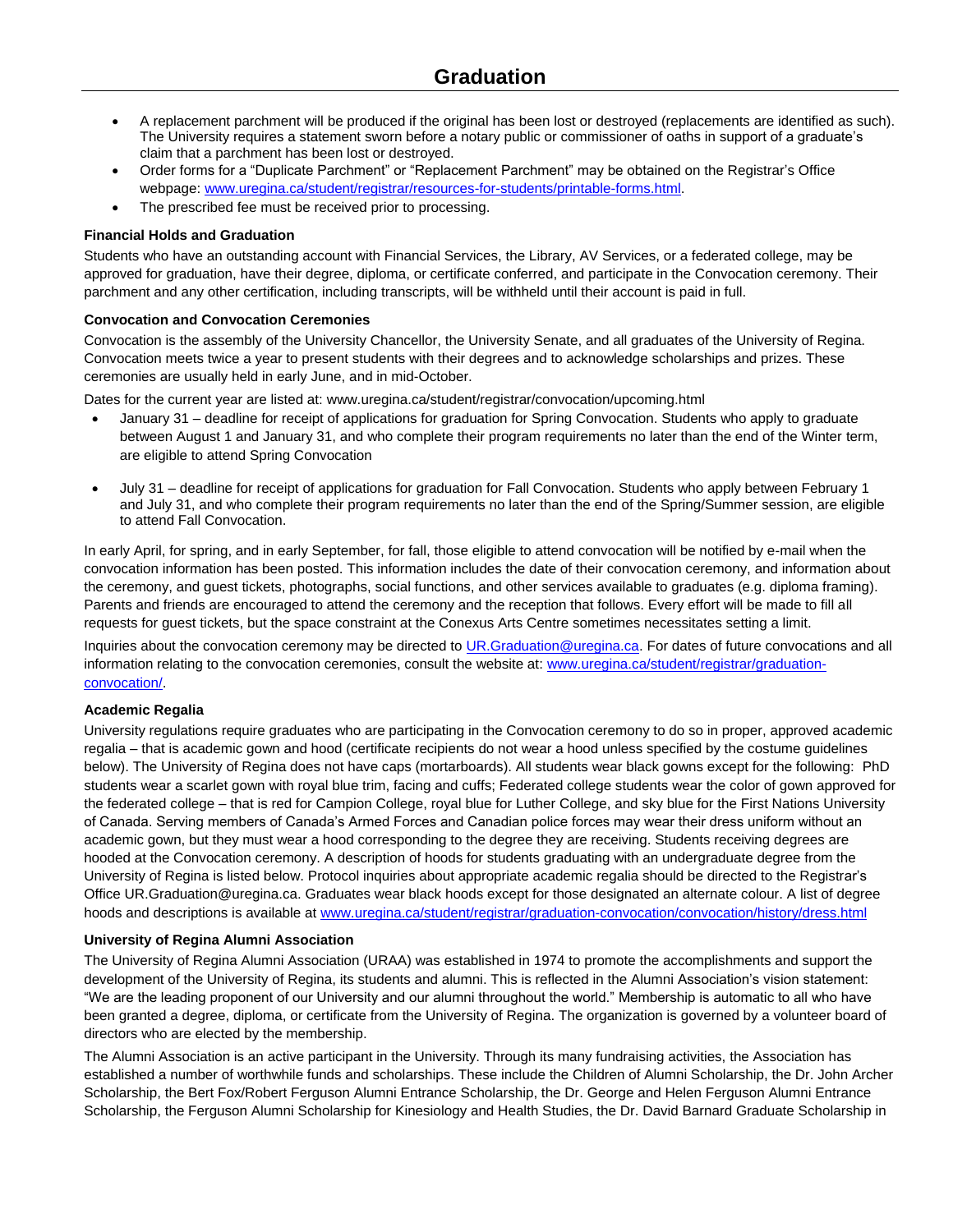- A replacement parchment will be produced if the original has been lost or destroyed (replacements are identified as such). The University requires a statement sworn before a notary public or commissioner of oaths in support of a graduate's claim that a parchment has been lost or destroyed.
- Order forms for a "Duplicate Parchment" or "Replacement Parchment" may be obtained on the Registrar's Office webpage: [www.uregina.ca/student/registrar/resources-for-students/printable-forms.html](www.uregina.ca/student/registrar/resources-for-students/printable-forms.html).
- The prescribed fee must be received prior to processing.

**Financial Holds and Graduation**

Students who have an outstanding account with Financial Services, the Library, AV Services, or a federated college, may be approved for graduation, have their degree, diploma, or certificate conferred, and participate in the Convocation ceremony. Their parchment and any other certification, including transcripts, will be withheld until their account is paid in full.

**Convocation and Convocation Ceremonies**

Convocation is the assembly of the University Chancellor, the University Senate, and all graduates of the University of Regina. Convocation meets twice a year to present students with their degrees and to acknowledge scholarships and prizes. These ceremonies are usually held in early June, and in mid-October.

Dates for the current year are listed at: www.uregina.ca/student/registrar/convocation/upcoming.html

- January 31 – deadline for receipt of applications for graduation for Spring Convocation. Students who apply to graduate between August 1 and January 31, and who complete their program requirements no later than the end of the Winter term, are eligible to attend Spring Convocation
- July 31 – deadline for receipt of applications for graduation for Fall Convocation. Students who apply between February 1 and July 31, and who complete their program requirements no later than the end of the Spring/Summer session, are eligible to attend Fall Convocation.

In early April, for spring, and in early September, for fall, those eligible to attend convocation will be notified by e-mail when the convocation information has been posted. This information includes the date of their convocation ceremony, and information about the ceremony, and guest tickets, photographs, social functions, and other services available to graduates (e.g. diploma framing). Parents and friends are encouraged to attend the ceremony and the reception that follows. Every effort will be made to fill all requests for guest tickets, but the space constraint at the Conexus Arts Centre sometimes necessitates setting a limit.

Inquiries about the convocation ceremony may be directed to [UR.Graduation@uregina.ca](mailto:UR.Graduation@uregina.ca). For dates of future convocations and all information relating to the convocation ceremonies, consult the website at: [www.uregina.ca/student/registrar/graduation-convocation/](www.uregina.ca/student/registrar/graduation-convocation/).

**Academic Regalia**

University regulations require graduates who are participating in the Convocation ceremony to do so in proper, approved academic regalia – that is academic gown and hood (certificate recipients do not wear a hood unless specified by the costume guidelines below). The University of Regina does not have caps (mortarboards). All students wear black gowns except for the following: PhD students wear a scarlet gown with royal blue trim, facing and cuffs; Federated college students wear the color of gown approved for the federated college – that is red for Campion College, royal blue for Luther College, and sky blue for the First Nations University of Canada. Serving members of Canada's Armed Forces and Canadian police forces may wear their dress uniform without an academic gown, but they must wear a hood corresponding to the degree they are receiving. Students receiving degrees are hooded at the Convocation ceremony. A description of hoods for students graduating with an undergraduate degree from the University of Regina is listed below. Protocol inquiries about appropriate academic regalia should be directed to the Registrar's Office UR.Graduation@uregina.ca. Graduates wear black hoods except for those designated an alternate colour. A list of degree hoods and descriptions is available at [www.uregina.ca/student/registrar/graduation-convocation/convocation/history/dress.html](www.uregina.ca/student/registrar/graduation-convocation/convocation/history/dress.html)

**University of Regina Alumni Association**

The University of Regina Alumni Association (URAA) was established in 1974 to promote the accomplishments and support the development of the University of Regina, its students and alumni. This is reflected in the Alumni Association's vision statement: "We are the leading proponent of our University and our alumni throughout the world." Membership is automatic to all who have been granted a degree, diploma, or certificate from the University of Regina. The organization is governed by a volunteer board of directors who are elected by the membership.

The Alumni Association is an active participant in the University. Through its many fundraising activities, the Association has established a number of worthwhile funds and scholarships. These include the Children of Alumni Scholarship, the Dr. John Archer Scholarship, the Bert Fox/Robert Ferguson Alumni Entrance Scholarship, the Dr. George and Helen Ferguson Alumni Entrance Scholarship, the Ferguson Alumni Scholarship for Kinesiology and Health Studies, the Dr. David Barnard Graduate Scholarship in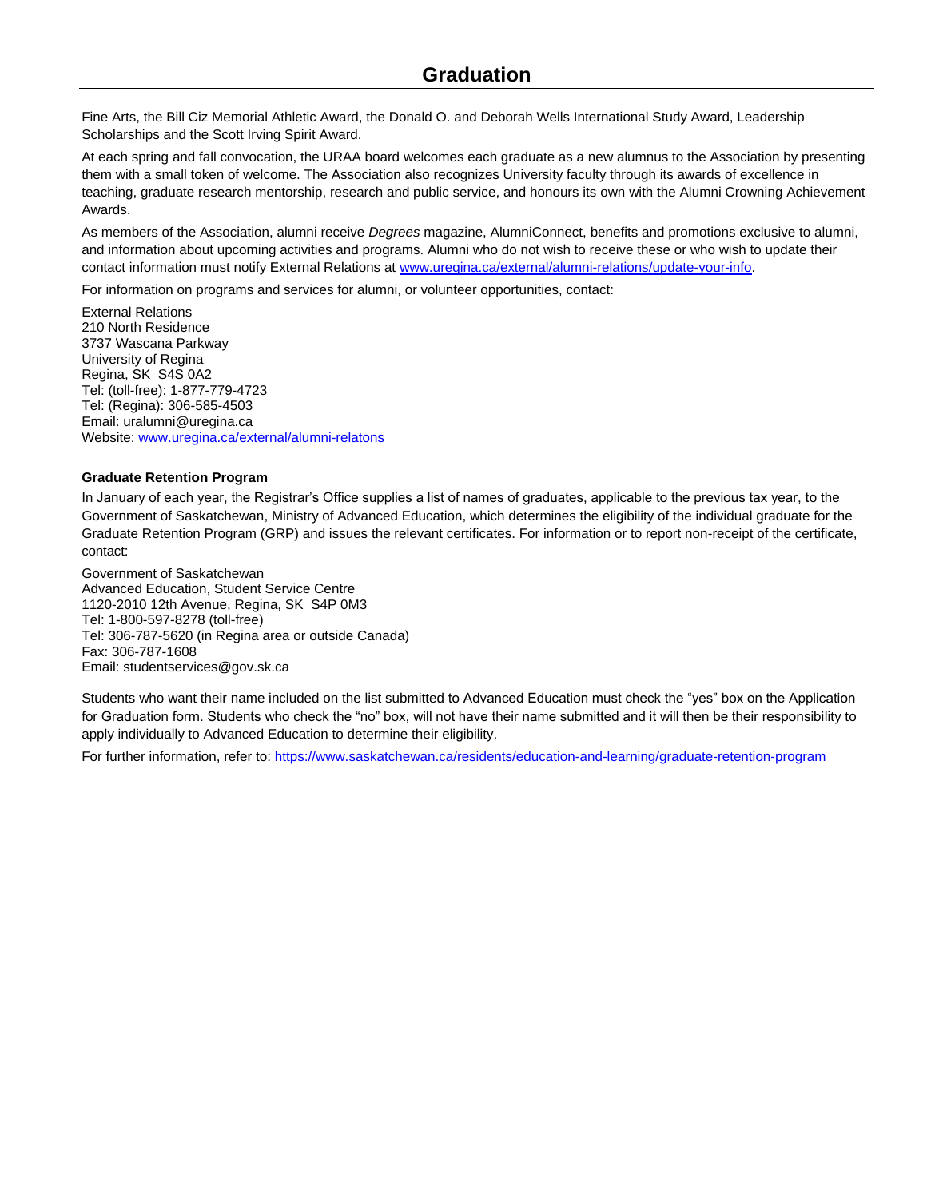Fine Arts, the Bill Ciz Memorial Athletic Award, the Donald O. and Deborah Wells International Study Award, Leadership Scholarships and the Scott Irving Spirit Award.

At each spring and fall convocation, the URAA board welcomes each graduate as a new alumnus to the Association by presenting them with a small token of welcome. The Association also recognizes University faculty through its awards of excellence in teaching, graduate research mentorship, research and public service, and honours its own with the Alumni Crowning Achievement Awards.

As members of the Association, alumni receive *Degrees* magazine, AlumniConnect, benefits and promotions exclusive to alumni, and information about upcoming activities and programs. Alumni who do not wish to receive these or who wish to update their contact information must notify External Relations at www.uregina.ca/external/alumni-relations/update-your-info.

For information on programs and services for alumni, or volunteer opportunities, contact:

External Relations
210 North Residence
3737 Wascana Parkway
University of Regina
Regina, SK S4S 0A2
Tel: (toll-free): 1-877-779-4723
Tel: (Regina): 306-585-4503
Email: uralumni@uregina.ca
Website: www.uregina.ca/external/alumni-relatons

**Graduate Retention Program**

In January of each year, the Registrar's Office supplies a list of names of graduates, applicable to the previous tax year, to the Government of Saskatchewan, Ministry of Advanced Education, which determines the eligibility of the individual graduate for the Graduate Retention Program (GRP) and issues the relevant certificates. For information or to report non-receipt of the certificate, contact:

Government of Saskatchewan
Advanced Education, Student Service Centre
1120-2010 12th Avenue, Regina, SK S4P 0M3
Tel: 1-800-597-8278 (toll-free)
Tel: 306-787-5620 (in Regina area or outside Canada)
Fax: 306-787-1608
Email: studentservices@gov.sk.ca

Students who want their name included on the list submitted to Advanced Education must check the "yes" box on the Application for Graduation form. Students who check the "no" box, will not have their name submitted and it will then be their responsibility to apply individually to Advanced Education to determine their eligibility.

For further information, refer to: https://www.saskatchewan.ca/residents/education-and-learning/graduate-retention-program